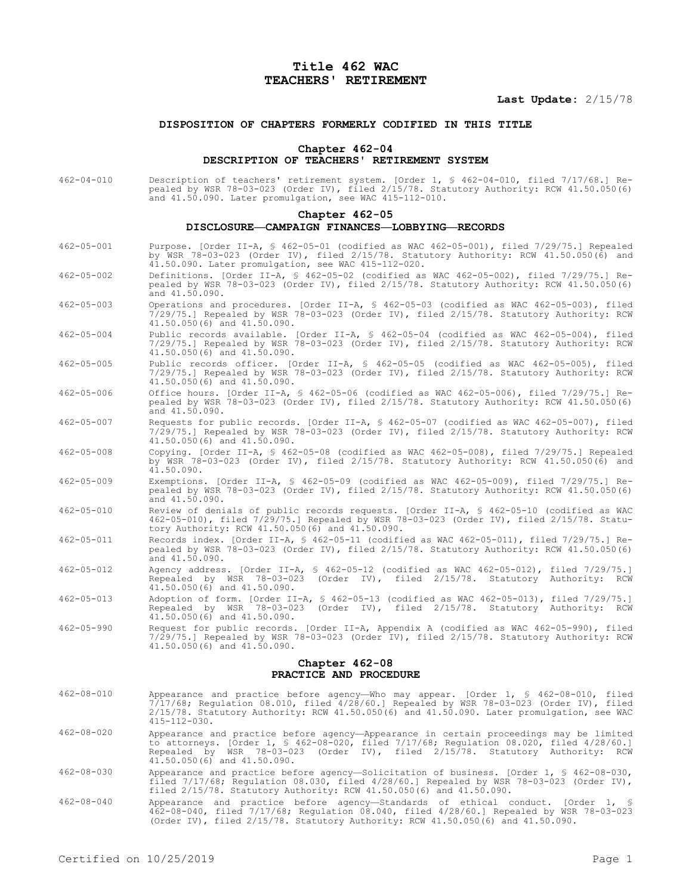# Title 462 WAC
# TEACHERS' RETIREMENT

**Last Update:** 2/15/78

### DISPOSITION OF CHAPTERS FORMERLY CODIFIED IN THIS TITLE

#### Chapter 462-04
#### DESCRIPTION OF TEACHERS' RETIREMENT SYSTEM

462-04-010 Description of teachers' retirement system. [Order 1, § 462-04-010, filed 7/17/68.] Repealed by WSR 78-03-023 (Order IV), filed 2/15/78. Statutory Authority: RCW 41.50.050(6) and 41.50.090. Later promulgation, see WAC 415-112-010.

#### Chapter 462-05
#### DISCLOSURE—CAMPAIGN FINANCES—LOBBYING—RECORDS

462-05-001 Purpose. [Order II-A, § 462-05-01 (codified as WAC 462-05-001), filed 7/29/75.] Repealed by WSR 78-03-023 (Order IV), filed 2/15/78. Statutory Authority: RCW 41.50.050(6) and 41.50.090. Later promulgation, see WAC 415-112-020.

462-05-002 Definitions. [Order II-A, § 462-05-02 (codified as WAC 462-05-002), filed 7/29/75.] Repealed by WSR 78-03-023 (Order IV), filed 2/15/78. Statutory Authority: RCW 41.50.050(6) and 41.50.090.

462-05-003 Operations and procedures. [Order II-A, § 462-05-03 (codified as WAC 462-05-003), filed 7/29/75.] Repealed by WSR 78-03-023 (Order IV), filed 2/15/78. Statutory Authority: RCW 41.50.050(6) and 41.50.090.

462-05-004 Public records available. [Order II-A, § 462-05-04 (codified as WAC 462-05-004), filed 7/29/75.] Repealed by WSR 78-03-023 (Order IV), filed 2/15/78. Statutory Authority: RCW 41.50.050(6) and 41.50.090.

462-05-005 Public records officer. [Order II-A, § 462-05-05 (codified as WAC 462-05-005), filed 7/29/75.] Repealed by WSR 78-03-023 (Order IV), filed 2/15/78. Statutory Authority: RCW 41.50.050(6) and 41.50.090.

462-05-006 Office hours. [Order II-A, § 462-05-06 (codified as WAC 462-05-006), filed 7/29/75.] Repealed by WSR 78-03-023 (Order IV), filed 2/15/78. Statutory Authority: RCW 41.50.050(6) and 41.50.090.

462-05-007 Requests for public records. [Order II-A, § 462-05-07 (codified as WAC 462-05-007), filed 7/29/75.] Repealed by WSR 78-03-023 (Order IV), filed 2/15/78. Statutory Authority: RCW 41.50.050(6) and 41.50.090.

462-05-008 Copying. [Order II-A, § 462-05-08 (codified as WAC 462-05-008), filed 7/29/75.] Repealed by WSR 78-03-023 (Order IV), filed 2/15/78. Statutory Authority: RCW 41.50.050(6) and 41.50.090.

462-05-009 Exemptions. [Order II-A, § 462-05-09 (codified as WAC 462-05-009), filed 7/29/75.] Repealed by WSR 78-03-023 (Order IV), filed 2/15/78. Statutory Authority: RCW 41.50.050(6) and 41.50.090.

462-05-010 Review of denials of public records requests. [Order II-A, § 462-05-10 (codified as WAC 462-05-010), filed 7/29/75.] Repealed by WSR 78-03-023 (Order IV), filed 2/15/78. Statutory Authority: RCW 41.50.050(6) and 41.50.090.

462-05-011 Records index. [Order II-A, § 462-05-11 (codified as WAC 462-05-011), filed 7/29/75.] Repealed by WSR 78-03-023 (Order IV), filed 2/15/78. Statutory Authority: RCW 41.50.050(6) and 41.50.090.

462-05-012 Agency address. [Order II-A, § 462-05-12 (codified as WAC 462-05-012), filed 7/29/75.] Repealed by WSR 78-03-023 (Order IV), filed 2/15/78. Statutory Authority: RCW 41.50.050(6) and 41.50.090.

462-05-013 Adoption of form. [Order II-A, § 462-05-13 (codified as WAC 462-05-013), filed 7/29/75.] Repealed by WSR 78-03-023 (Order IV), filed 2/15/78. Statutory Authority: RCW 41.50.050(6) and 41.50.090.

462-05-990 Request for public records. [Order II-A, Appendix A (codified as WAC 462-05-990), filed 7/29/75.] Repealed by WSR 78-03-023 (Order IV), filed 2/15/78. Statutory Authority: RCW 41.50.050(6) and 41.50.090.

#### Chapter 462-08
#### PRACTICE AND PROCEDURE

462-08-010 Appearance and practice before agency—Who may appear. [Order 1, § 462-08-010, filed 7/17/68; Regulation 08.010, filed 4/28/60.] Repealed by WSR 78-03-023 (Order IV), filed 2/15/78. Statutory Authority: RCW 41.50.050(6) and 41.50.090. Later promulgation, see WAC 415-112-030.

462-08-020 Appearance and practice before agency—Appearance in certain proceedings may be limited to attorneys. [Order 1, § 462-08-020, filed 7/17/68; Regulation 08.020, filed 4/28/60.] Repealed by WSR 78-03-023 (Order IV), filed 2/15/78. Statutory Authority: RCW 41.50.050(6) and 41.50.090.

462-08-030 Appearance and practice before agency—Solicitation of business. [Order 1, § 462-08-030, filed 7/17/68; Regulation 08.030, filed 4/28/60.] Repealed by WSR 78-03-023 (Order IV), filed 2/15/78. Statutory Authority: RCW 41.50.050(6) and 41.50.090.

462-08-040 Appearance and practice before agency—Standards of ethical conduct. [Order 1, § 462-08-040, filed 7/17/68; Regulation 08.040, filed 4/28/60.] Repealed by WSR 78-03-023 (Order IV), filed 2/15/78. Statutory Authority: RCW 41.50.050(6) and 41.50.090.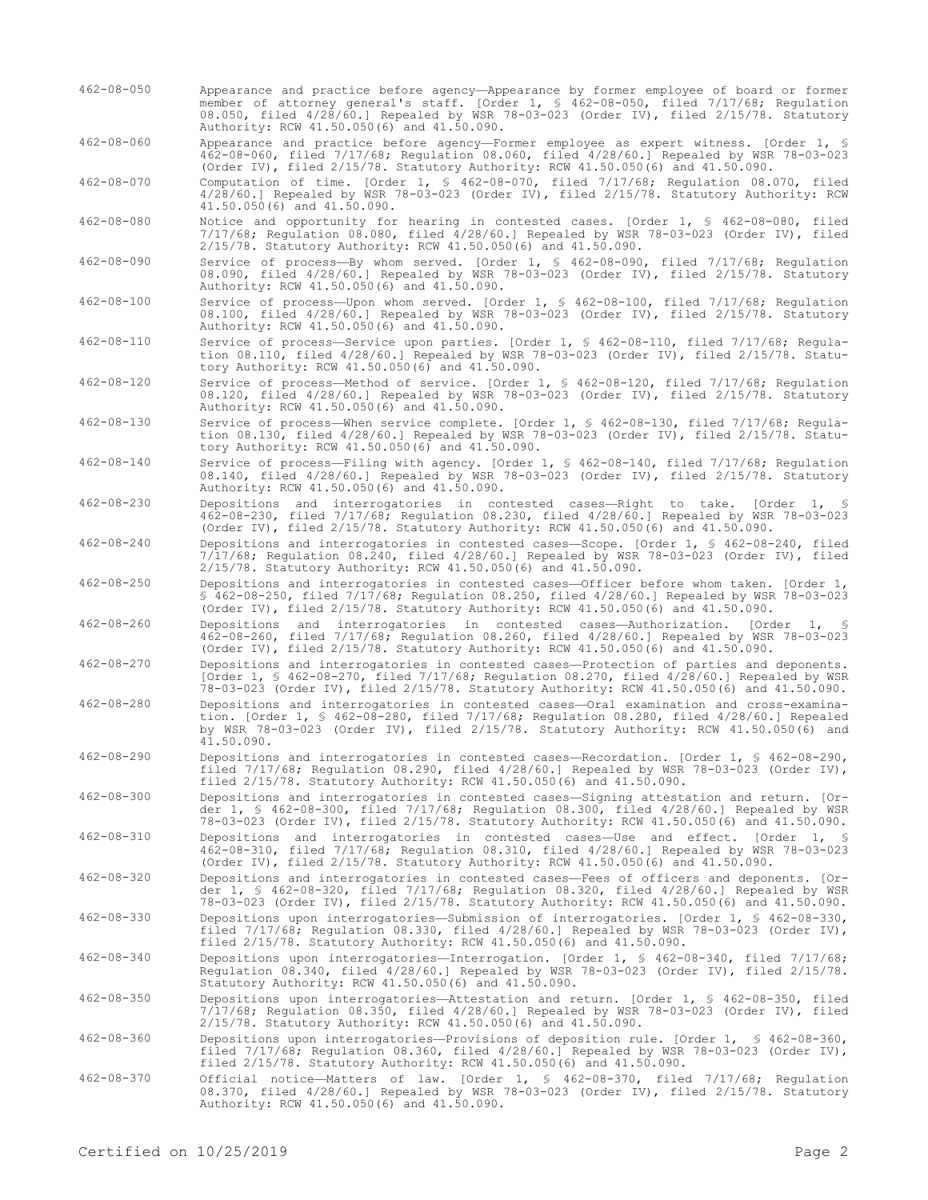462-08-050 Appearance and practice before agency—Appearance by former employee of board or former member of attorney general's staff. [Order 1, § 462-08-050, filed 7/17/68; Regulation 08.050, filed 4/28/60.] Repealed by WSR 78-03-023 (Order IV), filed 2/15/78. Statutory Authority: RCW 41.50.050(6) and 41.50.090.

462-08-060 Appearance and practice before agency—Former employee as expert witness. [Order 1, § 462-08-060, filed 7/17/68; Regulation 08.060, filed 4/28/60.] Repealed by WSR 78-03-023 (Order IV), filed 2/15/78. Statutory Authority: RCW 41.50.050(6) and 41.50.090.

462-08-070 Computation of time. [Order 1, § 462-08-070, filed 7/17/68; Regulation 08.070, filed 4/28/60.] Repealed by WSR 78-03-023 (Order IV), filed 2/15/78. Statutory Authority: RCW 41.50.050(6) and 41.50.090.

462-08-080 Notice and opportunity for hearing in contested cases. [Order 1, § 462-08-080, filed 7/17/68; Regulation 08.080, filed 4/28/60.] Repealed by WSR 78-03-023 (Order IV), filed 2/15/78. Statutory Authority: RCW 41.50.050(6) and 41.50.090.

462-08-090 Service of process—By whom served. [Order 1, § 462-08-090, filed 7/17/68; Regulation 08.090, filed 4/28/60.] Repealed by WSR 78-03-023 (Order IV), filed 2/15/78. Statutory Authority: RCW 41.50.050(6) and 41.50.090.

462-08-100 Service of process—Upon whom served. [Order 1, § 462-08-100, filed 7/17/68; Regulation 08.100, filed 4/28/60.] Repealed by WSR 78-03-023 (Order IV), filed 2/15/78. Statutory Authority: RCW 41.50.050(6) and 41.50.090.

462-08-110 Service of process—Service upon parties. [Order 1, § 462-08-110, filed 7/17/68; Regulation 08.110, filed 4/28/60.] Repealed by WSR 78-03-023 (Order IV), filed 2/15/78. Statutory Authority: RCW 41.50.050(6) and 41.50.090.

462-08-120 Service of process—Method of service. [Order 1, § 462-08-120, filed 7/17/68; Regulation 08.120, filed 4/28/60.] Repealed by WSR 78-03-023 (Order IV), filed 2/15/78. Statutory Authority: RCW 41.50.050(6) and 41.50.090.

462-08-130 Service of process—When service complete. [Order 1, § 462-08-130, filed 7/17/68; Regulation 08.130, filed 4/28/60.] Repealed by WSR 78-03-023 (Order IV), filed 2/15/78. Statutory Authority: RCW 41.50.050(6) and 41.50.090.

462-08-140 Service of process—Filing with agency. [Order 1, § 462-08-140, filed 7/17/68; Regulation 08.140, filed 4/28/60.] Repealed by WSR 78-03-023 (Order IV), filed 2/15/78. Statutory Authority: RCW 41.50.050(6) and 41.50.090.

462-08-230 Depositions and interrogatories in contested cases—Right to take. [Order 1, § 462-08-230, filed 7/17/68; Regulation 08.230, filed 4/28/60.] Repealed by WSR 78-03-023 (Order IV), filed 2/15/78. Statutory Authority: RCW 41.50.050(6) and 41.50.090.

462-08-240 Depositions and interrogatories in contested cases—Scope. [Order 1, § 462-08-240, filed 7/17/68; Regulation 08.240, filed 4/28/60.] Repealed by WSR 78-03-023 (Order IV), filed 2/15/78. Statutory Authority: RCW 41.50.050(6) and 41.50.090.

462-08-250 Depositions and interrogatories in contested cases—Officer before whom taken. [Order 1, § 462-08-250, filed 7/17/68; Regulation 08.250, filed 4/28/60.] Repealed by WSR 78-03-023 (Order IV), filed 2/15/78. Statutory Authority: RCW 41.50.050(6) and 41.50.090.

462-08-260 Depositions and interrogatories in contested cases—Authorization. [Order 1, § 462-08-260, filed 7/17/68; Regulation 08.260, filed 4/28/60.] Repealed by WSR 78-03-023 (Order IV), filed 2/15/78. Statutory Authority: RCW 41.50.050(6) and 41.50.090.

462-08-270 Depositions and interrogatories in contested cases—Protection of parties and deponents. [Order 1, § 462-08-270, filed 7/17/68; Regulation 08.270, filed 4/28/60.] Repealed by WSR 78-03-023 (Order IV), filed 2/15/78. Statutory Authority: RCW 41.50.050(6) and 41.50.090.

462-08-280 Depositions and interrogatories in contested cases—Oral examination and cross-examination. [Order 1, § 462-08-280, filed 7/17/68; Regulation 08.280, filed 4/28/60.] Repealed by WSR 78-03-023 (Order IV), filed 2/15/78. Statutory Authority: RCW 41.50.050(6) and 41.50.090.

462-08-290 Depositions and interrogatories in contested cases—Recordation. [Order 1, § 462-08-290, filed 7/17/68; Regulation 08.290, filed 4/28/60.] Repealed by WSR 78-03-023 (Order IV), filed 2/15/78. Statutory Authority: RCW 41.50.050(6) and 41.50.090.

462-08-300 Depositions and interrogatories in contested cases—Signing attestation and return. [Order 1, § 462-08-300, filed 7/17/68; Regulation 08.300, filed 4/28/60.] Repealed by WSR 78-03-023 (Order IV), filed 2/15/78. Statutory Authority: RCW 41.50.050(6) and 41.50.090.

462-08-310 Depositions and interrogatories in contested cases—Use and effect. [Order 1, § 462-08-310, filed 7/17/68; Regulation 08.310, filed 4/28/60.] Repealed by WSR 78-03-023 (Order IV), filed 2/15/78. Statutory Authority: RCW 41.50.050(6) and 41.50.090.

462-08-320 Depositions and interrogatories in contested cases—Fees of officers and deponents. [Order 1, § 462-08-320, filed 7/17/68; Regulation 08.320, filed 4/28/60.] Repealed by WSR 78-03-023 (Order IV), filed 2/15/78. Statutory Authority: RCW 41.50.050(6) and 41.50.090.

462-08-330 Depositions upon interrogatories—Submission of interrogatories. [Order 1, § 462-08-330, filed 7/17/68; Regulation 08.330, filed 4/28/60.] Repealed by WSR 78-03-023 (Order IV), filed 2/15/78. Statutory Authority: RCW 41.50.050(6) and 41.50.090.

462-08-340 Depositions upon interrogatories—Interrogation. [Order 1, § 462-08-340, filed 7/17/68; Regulation 08.340, filed 4/28/60.] Repealed by WSR 78-03-023 (Order IV), filed 2/15/78. Statutory Authority: RCW 41.50.050(6) and 41.50.090.

462-08-350 Depositions upon interrogatories—Attestation and return. [Order 1, § 462-08-350, filed 7/17/68; Regulation 08.350, filed 4/28/60.] Repealed by WSR 78-03-023 (Order IV), filed 2/15/78. Statutory Authority: RCW 41.50.050(6) and 41.50.090.

462-08-360 Depositions upon interrogatories—Provisions of deposition rule. [Order 1, § 462-08-360, filed 7/17/68; Regulation 08.360, filed 4/28/60.] Repealed by WSR 78-03-023 (Order IV), filed 2/15/78. Statutory Authority: RCW 41.50.050(6) and 41.50.090.

462-08-370 Official notice—Matters of law. [Order 1, § 462-08-370, filed 7/17/68; Regulation 08.370, filed 4/28/60.] Repealed by WSR 78-03-023 (Order IV), filed 2/15/78. Statutory Authority: RCW 41.50.050(6) and 41.50.090.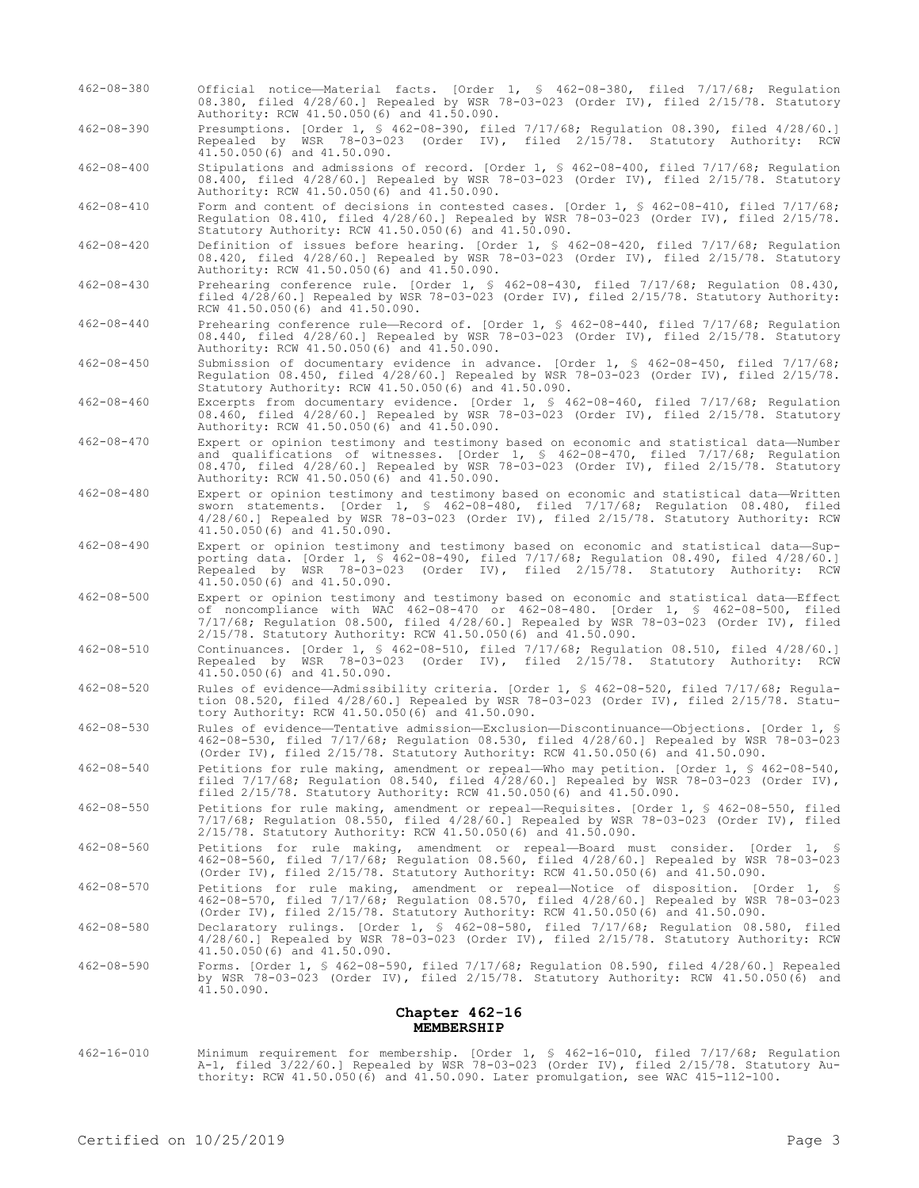462-08-380 Official notice—Material facts. [Order 1, § 462-08-380, filed 7/17/68; Regulation 08.380, filed 4/28/60.] Repealed by WSR 78-03-023 (Order IV), filed 2/15/78. Statutory Authority: RCW 41.50.050(6) and 41.50.090.

462-08-390 Presumptions. [Order 1, § 462-08-390, filed 7/17/68; Regulation 08.390, filed 4/28/60.] Repealed by WSR 78-03-023 (Order IV), filed 2/15/78. Statutory Authority: RCW 41.50.050(6) and 41.50.090.

462-08-400 Stipulations and admissions of record. [Order 1, § 462-08-400, filed 7/17/68; Regulation 08.400, filed 4/28/60.] Repealed by WSR 78-03-023 (Order IV), filed 2/15/78. Statutory Authority: RCW 41.50.050(6) and 41.50.090.

462-08-410 Form and content of decisions in contested cases. [Order 1, § 462-08-410, filed 7/17/68; Regulation 08.410, filed 4/28/60.] Repealed by WSR 78-03-023 (Order IV), filed 2/15/78. Statutory Authority: RCW 41.50.050(6) and 41.50.090.

462-08-420 Definition of issues before hearing. [Order 1, § 462-08-420, filed 7/17/68; Regulation 08.420, filed 4/28/60.] Repealed by WSR 78-03-023 (Order IV), filed 2/15/78. Statutory Authority: RCW 41.50.050(6) and 41.50.090.

462-08-430 Prehearing conference rule. [Order 1, § 462-08-430, filed 7/17/68; Regulation 08.430, filed 4/28/60.] Repealed by WSR 78-03-023 (Order IV), filed 2/15/78. Statutory Authority: RCW 41.50.050(6) and 41.50.090.

462-08-440 Prehearing conference rule—Record of. [Order 1, § 462-08-440, filed 7/17/68; Regulation 08.440, filed 4/28/60.] Repealed by WSR 78-03-023 (Order IV), filed 2/15/78. Statutory Authority: RCW 41.50.050(6) and 41.50.090.

462-08-450 Submission of documentary evidence in advance. [Order 1, § 462-08-450, filed 7/17/68; Regulation 08.450, filed 4/28/60.] Repealed by WSR 78-03-023 (Order IV), filed 2/15/78. Statutory Authority: RCW 41.50.050(6) and 41.50.090.

462-08-460 Excerpts from documentary evidence. [Order 1, § 462-08-460, filed 7/17/68; Regulation 08.460, filed 4/28/60.] Repealed by WSR 78-03-023 (Order IV), filed 2/15/78. Statutory Authority: RCW 41.50.050(6) and 41.50.090.

462-08-470 Expert or opinion testimony and testimony based on economic and statistical data—Number and qualifications of witnesses. [Order 1, § 462-08-470, filed 7/17/68; Regulation 08.470, filed 4/28/60.] Repealed by WSR 78-03-023 (Order IV), filed 2/15/78. Statutory Authority: RCW 41.50.050(6) and 41.50.090.

462-08-480 Expert or opinion testimony and testimony based on economic and statistical data—Written sworn statements. [Order 1, § 462-08-480, filed 7/17/68; Regulation 08.480, filed 4/28/60.] Repealed by WSR 78-03-023 (Order IV), filed 2/15/78. Statutory Authority: RCW 41.50.050(6) and 41.50.090.

462-08-490 Expert or opinion testimony and testimony based on economic and statistical data—Supporting data. [Order 1, § 462-08-490, filed 7/17/68; Regulation 08.490, filed 4/28/60.] Repealed by WSR 78-03-023 (Order IV), filed 2/15/78. Statutory Authority: RCW 41.50.050(6) and 41.50.090.

462-08-500 Expert or opinion testimony and testimony based on economic and statistical data—Effect of noncompliance with WAC 462-08-470 or 462-08-480. [Order 1, § 462-08-500, filed 7/17/68; Regulation 08.500, filed 4/28/60.] Repealed by WSR 78-03-023 (Order IV), filed 2/15/78. Statutory Authority: RCW 41.50.050(6) and 41.50.090.

462-08-510 Continuances. [Order 1, § 462-08-510, filed 7/17/68; Regulation 08.510, filed 4/28/60.] Repealed by WSR 78-03-023 (Order IV), filed 2/15/78. Statutory Authority: RCW 41.50.050(6) and 41.50.090.

462-08-520 Rules of evidence—Admissibility criteria. [Order 1, § 462-08-520, filed 7/17/68; Regulation 08.520, filed 4/28/60.] Repealed by WSR 78-03-023 (Order IV), filed 2/15/78. Statutory Authority: RCW 41.50.050(6) and 41.50.090.

462-08-530 Rules of evidence—Tentative admission—Exclusion—Discontinuance—Objections. [Order 1, § 462-08-530, filed 7/17/68; Regulation 08.530, filed 4/28/60.] Repealed by WSR 78-03-023 (Order IV), filed 2/15/78. Statutory Authority: RCW 41.50.050(6) and 41.50.090.

462-08-540 Petitions for rule making, amendment or repeal—Who may petition. [Order 1, § 462-08-540, filed 7/17/68; Regulation 08.540, filed 4/28/60.] Repealed by WSR 78-03-023 (Order IV), filed 2/15/78. Statutory Authority: RCW 41.50.050(6) and 41.50.090.

462-08-550 Petitions for rule making, amendment or repeal—Requisites. [Order 1, § 462-08-550, filed 7/17/68; Regulation 08.550, filed 4/28/60.] Repealed by WSR 78-03-023 (Order IV), filed 2/15/78. Statutory Authority: RCW 41.50.050(6) and 41.50.090.

462-08-560 Petitions for rule making, amendment or repeal—Board must consider. [Order 1, § 462-08-560, filed 7/17/68; Regulation 08.560, filed 4/28/60.] Repealed by WSR 78-03-023 (Order IV), filed 2/15/78. Statutory Authority: RCW 41.50.050(6) and 41.50.090.

462-08-570 Petitions for rule making, amendment or repeal—Notice of disposition. [Order 1, § 462-08-570, filed 7/17/68; Regulation 08.570, filed 4/28/60.] Repealed by WSR 78-03-023 (Order IV), filed 2/15/78. Statutory Authority: RCW 41.50.050(6) and 41.50.090.

462-08-580 Declaratory rulings. [Order 1, § 462-08-580, filed 7/17/68; Regulation 08.580, filed 4/28/60.] Repealed by WSR 78-03-023 (Order IV), filed 2/15/78. Statutory Authority: RCW 41.50.050(6) and 41.50.090.

462-08-590 Forms. [Order 1, § 462-08-590, filed 7/17/68; Regulation 08.590, filed 4/28/60.] Repealed by WSR 78-03-023 (Order IV), filed 2/15/78. Statutory Authority: RCW 41.50.050(6) and 41.50.090.

## Chapter 462-16
## MEMBERSHIP

462-16-010 Minimum requirement for membership. [Order 1, § 462-16-010, filed 7/17/68; Regulation A-1, filed 3/22/60.] Repealed by WSR 78-03-023 (Order IV), filed 2/15/78. Statutory Authority: RCW 41.50.050(6) and 41.50.090. Later promulgation, see WAC 415-112-100.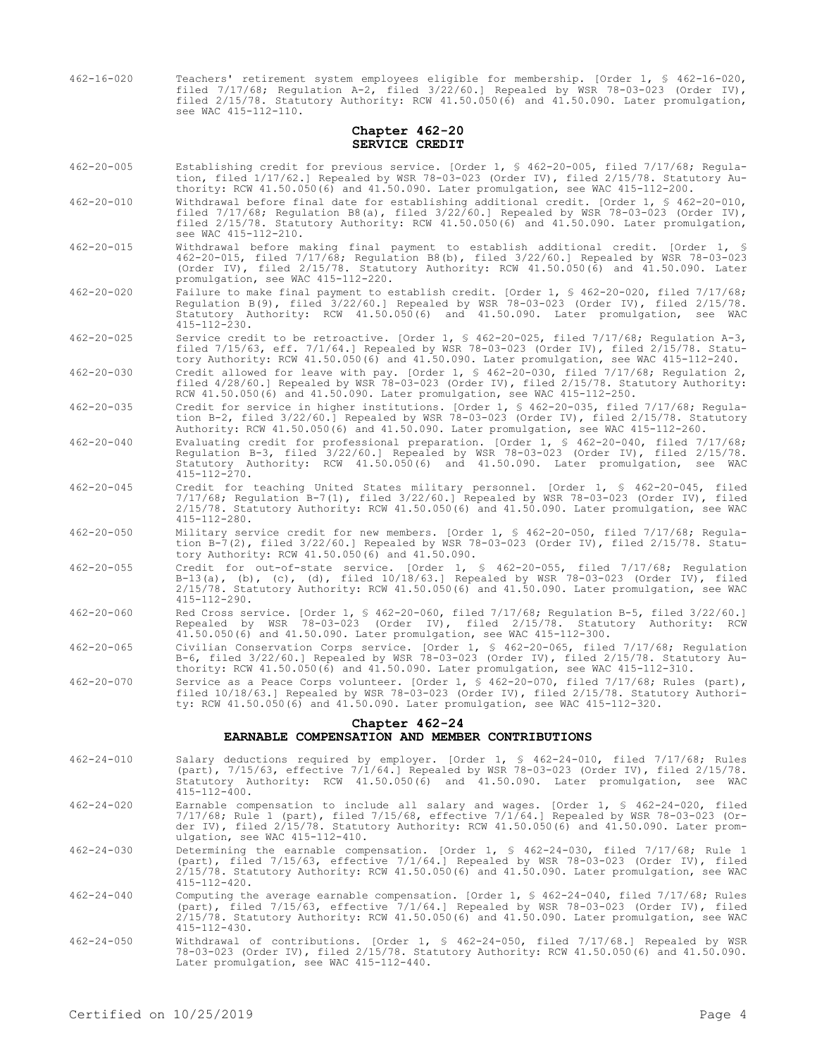462-16-020 Teachers' retirement system employees eligible for membership. [Order 1, § 462-16-020, filed 7/17/68; Regulation A-2, filed 3/22/60.] Repealed by WSR 78-03-023 (Order IV), filed 2/15/78. Statutory Authority: RCW 41.50.050(6) and 41.50.090. Later promulgation, see WAC 415-112-110.

## Chapter 462-20
## SERVICE CREDIT

462-20-005 Establishing credit for previous service. [Order 1, § 462-20-005, filed 7/17/68; Regulation, filed 1/17/62.] Repealed by WSR 78-03-023 (Order IV), filed 2/15/78. Statutory Authority: RCW 41.50.050(6) and 41.50.090. Later promulgation, see WAC 415-112-200.

462-20-010 Withdrawal before final date for establishing additional credit. [Order 1, § 462-20-010, filed 7/17/68; Regulation B8(a), filed 3/22/60.] Repealed by WSR 78-03-023 (Order IV), filed 2/15/78. Statutory Authority: RCW 41.50.050(6) and 41.50.090. Later promulgation, see WAC 415-112-210.

462-20-015 Withdrawal before making final payment to establish additional credit. [Order 1, § 462-20-015, filed 7/17/68; Regulation B8(b), filed 3/22/60.] Repealed by WSR 78-03-023 (Order IV), filed 2/15/78. Statutory Authority: RCW 41.50.050(6) and 41.50.090. Later promulgation, see WAC 415-112-220.

462-20-020 Failure to make final payment to establish credit. [Order 1, § 462-20-020, filed 7/17/68; Regulation B(9), filed 3/22/60.] Repealed by WSR 78-03-023 (Order IV), filed 2/15/78. Statutory Authority: RCW 41.50.050(6) and 41.50.090. Later promulgation, see WAC 415-112-230.

462-20-025 Service credit to be retroactive. [Order 1, § 462-20-025, filed 7/17/68; Regulation A-3, filed 7/15/63, eff. 7/1/64.] Repealed by WSR 78-03-023 (Order IV), filed 2/15/78. Statutory Authority: RCW 41.50.050(6) and 41.50.090. Later promulgation, see WAC 415-112-240.

462-20-030 Credit allowed for leave with pay. [Order 1, § 462-20-030, filed 7/17/68; Regulation 2, filed 4/28/60.] Repealed by WSR 78-03-023 (Order IV), filed 2/15/78. Statutory Authority: RCW 41.50.050(6) and 41.50.090. Later promulgation, see WAC 415-112-250.

462-20-035 Credit for service in higher institutions. [Order 1, § 462-20-035, filed 7/17/68; Regulation B-2, filed 3/22/60.] Repealed by WSR 78-03-023 (Order IV), filed 2/15/78. Statutory Authority: RCW 41.50.050(6) and 41.50.090. Later promulgation, see WAC 415-112-260.

462-20-040 Evaluating credit for professional preparation. [Order 1, § 462-20-040, filed 7/17/68; Regulation B-3, filed 3/22/60.] Repealed by WSR 78-03-023 (Order IV), filed 2/15/78. Statutory Authority: RCW 41.50.050(6) and 41.50.090. Later promulgation, see WAC 415-112-270.

462-20-045 Credit for teaching United States military personnel. [Order 1, § 462-20-045, filed 7/17/68; Regulation B-7(1), filed 3/22/60.] Repealed by WSR 78-03-023 (Order IV), filed 2/15/78. Statutory Authority: RCW 41.50.050(6) and 41.50.090. Later promulgation, see WAC 415-112-280.

462-20-050 Military service credit for new members. [Order 1, § 462-20-050, filed 7/17/68; Regulation B-7(2), filed 3/22/60.] Repealed by WSR 78-03-023 (Order IV), filed 2/15/78. Statutory Authority: RCW 41.50.050(6) and 41.50.090.

462-20-055 Credit for out-of-state service. [Order 1, § 462-20-055, filed 7/17/68; Regulation B-13(a), (b), (c), (d), filed 10/18/63.] Repealed by WSR 78-03-023 (Order IV), filed 2/15/78. Statutory Authority: RCW 41.50.050(6) and 41.50.090. Later promulgation, see WAC 415-112-290.

462-20-060 Red Cross service. [Order 1, § 462-20-060, filed 7/17/68; Regulation B-5, filed 3/22/60.] Repealed by WSR 78-03-023 (Order IV), filed 2/15/78. Statutory Authority: RCW 41.50.050(6) and 41.50.090. Later promulgation, see WAC 415-112-300.

462-20-065 Civilian Conservation Corps service. [Order 1, § 462-20-065, filed 7/17/68; Regulation B-6, filed 3/22/60.] Repealed by WSR 78-03-023 (Order IV), filed 2/15/78. Statutory Authority: RCW 41.50.050(6) and 41.50.090. Later promulgation, see WAC 415-112-310.

462-20-070 Service as a Peace Corps volunteer. [Order 1, § 462-20-070, filed 7/17/68; Rules (part), filed 10/18/63.] Repealed by WSR 78-03-023 (Order IV), filed 2/15/78. Statutory Authority: RCW 41.50.050(6) and 41.50.090. Later promulgation, see WAC 415-112-320.

## Chapter 462-24
## EARNABLE COMPENSATION AND MEMBER CONTRIBUTIONS

462-24-010 Salary deductions required by employer. [Order 1, § 462-24-010, filed 7/17/68; Rules (part), 7/15/63, effective 7/1/64.] Repealed by WSR 78-03-023 (Order IV), filed 2/15/78. Statutory Authority: RCW 41.50.050(6) and 41.50.090. Later promulgation, see WAC 415-112-400.

462-24-020 Earnable compensation to include all salary and wages. [Order 1, § 462-24-020, filed 7/17/68; Rule 1 (part), filed 7/15/68, effective 7/1/64.] Repealed by WSR 78-03-023 (Order IV), filed 2/15/78. Statutory Authority: RCW 41.50.050(6) and 41.50.090. Later promulgation, see WAC 415-112-410.

462-24-030 Determining the earnable compensation. [Order 1, § 462-24-030, filed 7/17/68; Rule 1 (part), filed 7/15/63, effective 7/1/64.] Repealed by WSR 78-03-023 (Order IV), filed 2/15/78. Statutory Authority: RCW 41.50.050(6) and 41.50.090. Later promulgation, see WAC 415-112-420.

462-24-040 Computing the average earnable compensation. [Order 1, § 462-24-040, filed 7/17/68; Rules (part), filed 7/15/63, effective 7/1/64.] Repealed by WSR 78-03-023 (Order IV), filed 2/15/78. Statutory Authority: RCW 41.50.050(6) and 41.50.090. Later promulgation, see WAC 415-112-430.

462-24-050 Withdrawal of contributions. [Order 1, § 462-24-050, filed 7/17/68.] Repealed by WSR 78-03-023 (Order IV), filed 2/15/78. Statutory Authority: RCW 41.50.050(6) and 41.50.090. Later promulgation, see WAC 415-112-440.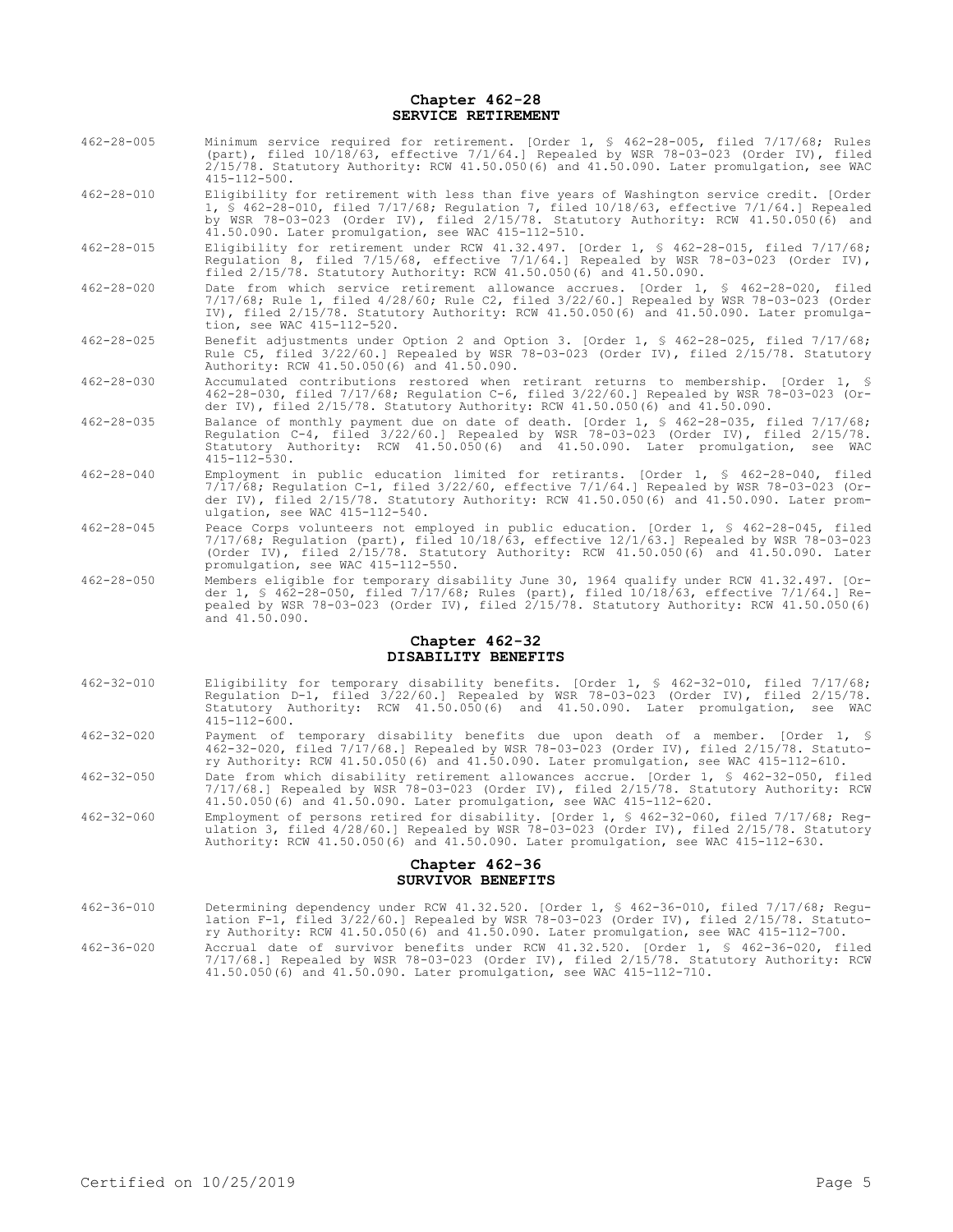## Chapter 462-28
## SERVICE RETIREMENT

462-28-005 Minimum service required for retirement. [Order 1, § 462-28-005, filed 7/17/68; Rules (part), filed 10/18/63, effective 7/1/64.] Repealed by WSR 78-03-023 (Order IV), filed 2/15/78. Statutory Authority: RCW 41.50.050(6) and 41.50.090. Later promulgation, see WAC 415-112-500.

462-28-010 Eligibility for retirement with less than five years of Washington service credit. [Order 1, § 462-28-010, filed 7/17/68; Regulation 7, filed 10/18/63, effective 7/1/64.] Repealed by WSR 78-03-023 (Order IV), filed 2/15/78. Statutory Authority: RCW 41.50.050(6) and 41.50.090. Later promulgation, see WAC 415-112-510.

462-28-015 Eligibility for retirement under RCW 41.32.497. [Order 1, § 462-28-015, filed 7/17/68; Regulation 8, filed 7/15/68, effective 7/1/64.] Repealed by WSR 78-03-023 (Order IV), filed 2/15/78. Statutory Authority: RCW 41.50.050(6) and 41.50.090.

462-28-020 Date from which service retirement allowance accrues. [Order 1, § 462-28-020, filed 7/17/68; Rule 1, filed 4/28/60; Rule C2, filed 3/22/60.] Repealed by WSR 78-03-023 (Order IV), filed 2/15/78. Statutory Authority: RCW 41.50.050(6) and 41.50.090. Later promulgation, see WAC 415-112-520.

462-28-025 Benefit adjustments under Option 2 and Option 3. [Order 1, § 462-28-025, filed 7/17/68; Rule C5, filed 3/22/60.] Repealed by WSR 78-03-023 (Order IV), filed 2/15/78. Statutory Authority: RCW 41.50.050(6) and 41.50.090.

462-28-030 Accumulated contributions restored when retirant returns to membership. [Order 1, § 462-28-030, filed 7/17/68; Regulation C-6, filed 3/22/60.] Repealed by WSR 78-03-023 (Order IV), filed 2/15/78. Statutory Authority: RCW 41.50.050(6) and 41.50.090.

462-28-035 Balance of monthly payment due on date of death. [Order 1, § 462-28-035, filed 7/17/68; Regulation C-4, filed 3/22/60.] Repealed by WSR 78-03-023 (Order IV), filed 2/15/78. Statutory Authority: RCW 41.50.050(6) and 41.50.090. Later promulgation, see WAC 415-112-530.

462-28-040 Employment in public education limited for retirants. [Order 1, § 462-28-040, filed 7/17/68; Regulation C-1, filed 3/22/60, effective 7/1/64.] Repealed by WSR 78-03-023 (Order IV), filed 2/15/78. Statutory Authority: RCW 41.50.050(6) and 41.50.090. Later promulgation, see WAC 415-112-540.

462-28-045 Peace Corps volunteers not employed in public education. [Order 1, § 462-28-045, filed 7/17/68; Regulation (part), filed 10/18/63, effective 12/1/63.] Repealed by WSR 78-03-023 (Order IV), filed 2/15/78. Statutory Authority: RCW 41.50.050(6) and 41.50.090. Later promulgation, see WAC 415-112-550.

462-28-050 Members eligible for temporary disability June 30, 1964 qualify under RCW 41.32.497. [Order 1, § 462-28-050, filed 7/17/68; Rules (part), filed 10/18/63, effective 7/1/64.] Repealed by WSR 78-03-023 (Order IV), filed 2/15/78. Statutory Authority: RCW 41.50.050(6) and 41.50.090.

## Chapter 462-32
## DISABILITY BENEFITS

462-32-010 Eligibility for temporary disability benefits. [Order 1, § 462-32-010, filed 7/17/68; Regulation D-1, filed 3/22/60.] Repealed by WSR 78-03-023 (Order IV), filed 2/15/78. Statutory Authority: RCW 41.50.050(6) and 41.50.090. Later promulgation, see WAC 415-112-600.

462-32-020 Payment of temporary disability benefits due upon death of a member. [Order 1, § 462-32-020, filed 7/17/68.] Repealed by WSR 78-03-023 (Order IV), filed 2/15/78. Statutory Authority: RCW 41.50.050(6) and 41.50.090. Later promulgation, see WAC 415-112-610.

462-32-050 Date from which disability retirement allowances accrue. [Order 1, § 462-32-050, filed 7/17/68.] Repealed by WSR 78-03-023 (Order IV), filed 2/15/78. Statutory Authority: RCW 41.50.050(6) and 41.50.090. Later promulgation, see WAC 415-112-620.

462-32-060 Employment of persons retired for disability. [Order 1, § 462-32-060, filed 7/17/68; Regulation 3, filed 4/28/60.] Repealed by WSR 78-03-023 (Order IV), filed 2/15/78. Statutory Authority: RCW 41.50.050(6) and 41.50.090. Later promulgation, see WAC 415-112-630.

## Chapter 462-36
## SURVIVOR BENEFITS

462-36-010 Determining dependency under RCW 41.32.520. [Order 1, § 462-36-010, filed 7/17/68; Regulation F-1, filed 3/22/60.] Repealed by WSR 78-03-023 (Order IV), filed 2/15/78. Statutory Authority: RCW 41.50.050(6) and 41.50.090. Later promulgation, see WAC 415-112-700.

462-36-020 Accrual date of survivor benefits under RCW 41.32.520. [Order 1, § 462-36-020, filed 7/17/68.] Repealed by WSR 78-03-023 (Order IV), filed 2/15/78. Statutory Authority: RCW 41.50.050(6) and 41.50.090. Later promulgation, see WAC 415-112-710.